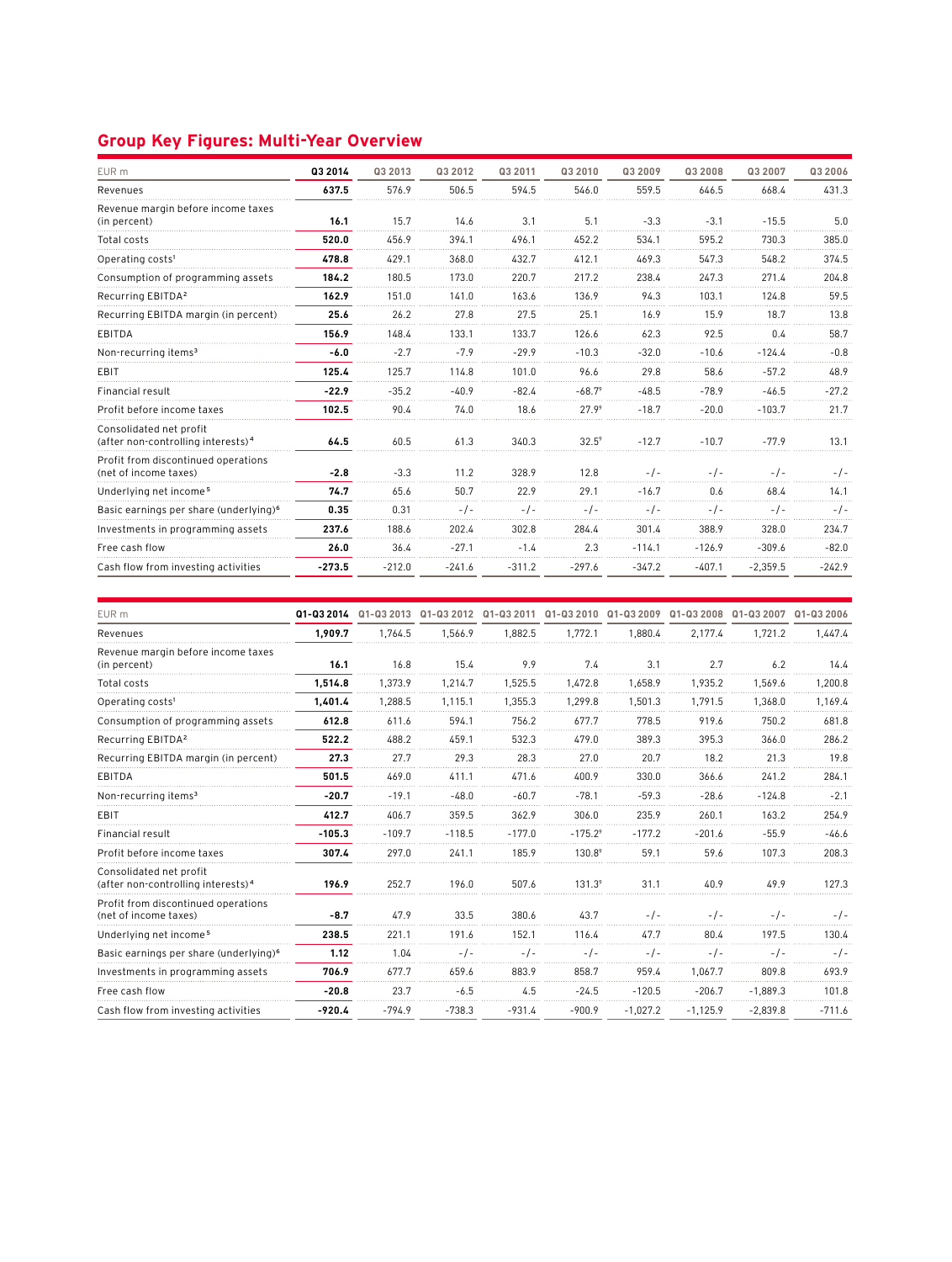## Group Key Figures: Multi-Year Overview

| EUR m | Q3 2014 | Q3 2013 | Q3 2012 | Q3 2011 | Q3 2010 | Q3 2009 | Q3 2008 | Q3 2007 | Q3 2006 |
|---|---|---|---|---|---|---|---|---|---|
| Revenues | **637.5** | 576.9 | 506.5 | 594.5 | 546.0 | 559.5 | 646.5 | 668.4 | 431.3 |
| Revenue margin before income taxes (in percent) | **16.1** | 15.7 | 14.6 | 3.1 | 5.1 | -3.3 | -3.1 | -15.5 | 5.0 |
| Total costs | **520.0** | 456.9 | 394.1 | 496.1 | 452.2 | 534.1 | 595.2 | 730.3 | 385.0 |
| Operating costs[1] | **478.8** | 429.1 | 368.0 | 432.7 | 412.1 | 469.3 | 547.3 | 548.2 | 374.5 |
| Consumption of programming assets | **184.2** | 180.5 | 173.0 | 220.7 | 217.2 | 238.4 | 247.3 | 271.4 | 204.8 |
| Recurring EBITDA[2] | **162.9** | 151.0 | 141.0 | 163.6 | 136.9 | 94.3 | 103.1 | 124.8 | 59.5 |
| Recurring EBITDA margin (in percent) | **25.6** | 26.2 | 27.8 | 27.5 | 25.1 | 16.9 | 15.9 | 18.7 | 13.8 |
| EBITDA | **156.9** | 148.4 | 133.1 | 133.7 | 126.6 | 62.3 | 92.5 | 0.4 | 58.7 |
| Non-recurring items[3] | **-6.0** | -2.7 | -7.9 | -29.9 | -10.3 | -32.0 | -10.6 | -124.4 | -0.8 |
| EBIT | **125.4** | 125.7 | 114.8 | 101.0 | 96.6 | 29.8 | 58.6 | -57.2 | 48.9 |
| Financial result | **-22.9** | -35.2 | -40.9 | -82.4 | -68.7[9] | -48.5 | -78.9 | -46.5 | -27.2 |
| Profit before income taxes | **102.5** | 90.4 | 74.0 | 18.6 | 27.9[9] | -18.7 | -20.0 | -103.7 | 21.7 |
| Consolidated net profit (after non-controlling interests)[4] | **64.5** | 60.5 | 61.3 | 340.3 | 32.5[9] | -12.7 | -10.7 | -77.9 | 13.1 |
| Profit from discontinued operations (net of income taxes) | **-2.8** | -3.3 | 11.2 | 328.9 | 12.8 | -/- | -/- | -/- | -/- |
| Underlying net income[5] | **74.7** | 65.6 | 50.7 | 22.9 | 29.1 | -16.7 | 0.6 | 68.4 | 14.1 |
| Basic earnings per share (underlying)[6] | **0.35** | 0.31 | -/- | -/- | -/- | -/- | -/- | -/- | -/- |
| Investments in programming assets | **237.6** | 188.6 | 202.4 | 302.8 | 284.4 | 301.4 | 388.9 | 328.0 | 234.7 |
| Free cash flow | **26.0** | 36.4 | -27.1 | -1.4 | 2.3 | -114.1 | -126.9 | -309.6 | -82.0 |
| Cash flow from investing activities | **-273.5** | -212.0 | -241.6 | -311.2 | -297.6 | -347.2 | -407.1 | -2,359.5 | -242.9 |

| EUR m | Q1-Q3 2014 | Q1-Q3 2013 | Q1-Q3 2012 | Q1-Q3 2011 | Q1-Q3 2010 | Q1-Q3 2009 | Q1-Q3 2008 | Q1-Q3 2007 | Q1-Q3 2006 |
|---|---|---|---|---|---|---|---|---|---|
| Revenues | **1,909.7** | 1,764.5 | 1,566.9 | 1,882.5 | 1,772.1 | 1,880.4 | 2,177.4 | 1,721.2 | 1,447.4 |
| Revenue margin before income taxes (in percent) | **16.1** | 16.8 | 15.4 | 9.9 | 7.4 | 3.1 | 2.7 | 6.2 | 14.4 |
| Total costs | **1,514.8** | 1,373.9 | 1,214.7 | 1,525.5 | 1,472.8 | 1,658.9 | 1,935.2 | 1,569.6 | 1,200.8 |
| Operating costs[1] | **1,401.4** | 1,288.5 | 1,115.1 | 1,355.3 | 1,299.8 | 1,501.3 | 1,791.5 | 1,368.0 | 1,169.4 |
| Consumption of programming assets | **612.8** | 611.6 | 594.1 | 756.2 | 677.7 | 778.5 | 919.6 | 750.2 | 681.8 |
| Recurring EBITDA[2] | **522.2** | 488.2 | 459.1 | 532.3 | 479.0 | 389.3 | 395.3 | 366.0 | 286.2 |
| Recurring EBITDA margin (in percent) | **27.3** | 27.7 | 29.3 | 28.3 | 27.0 | 20.7 | 18.2 | 21.3 | 19.8 |
| EBITDA | **501.5** | 469.0 | 411.1 | 471.6 | 400.9 | 330.0 | 366.6 | 241.2 | 284.1 |
| Non-recurring items[3] | **-20.7** | -19.1 | -48.0 | -60.7 | -78.1 | -59.3 | -28.6 | -124.8 | -2.1 |
| EBIT | **412.7** | 406.7 | 359.5 | 362.9 | 306.0 | 235.9 | 260.1 | 163.2 | 254.9 |
| Financial result | **-105.3** | -109.7 | -118.5 | -177.0 | -175.2[9] | -177.2 | -201.6 | -55.9 | -46.6 |
| Profit before income taxes | **307.4** | 297.0 | 241.1 | 185.9 | 130.8[9] | 59.1 | 59.6 | 107.3 | 208.3 |
| Consolidated net profit (after non-controlling interests)[4] | **196.9** | 252.7 | 196.0 | 507.6 | 131.3[9] | 31.1 | 40.9 | 49.9 | 127.3 |
| Profit from discontinued operations (net of income taxes) | **-8.7** | 47.9 | 33.5 | 380.6 | 43.7 | -/- | -/- | -/- | -/- |
| Underlying net income[5] | **238.5** | 221.1 | 191.6 | 152.1 | 116.4 | 47.7 | 80.4 | 197.5 | 130.4 |
| Basic earnings per share (underlying)[6] | **1.12** | 1.04 | -/- | -/- | -/- | -/- | -/- | -/- | -/- |
| Investments in programming assets | **706.9** | 677.7 | 659.6 | 883.9 | 858.7 | 959.4 | 1,067.7 | 809.8 | 693.9 |
| Free cash flow | **-20.8** | 23.7 | -6.5 | 4.5 | -24.5 | -120.5 | -206.7 | -1,889.3 | 101.8 |
| Cash flow from investing activities | **-920.4** | -794.9 | -738.3 | -931.4 | -900.9 | -1,027.2 | -1,125.9 | -2,839.8 | -711.6 |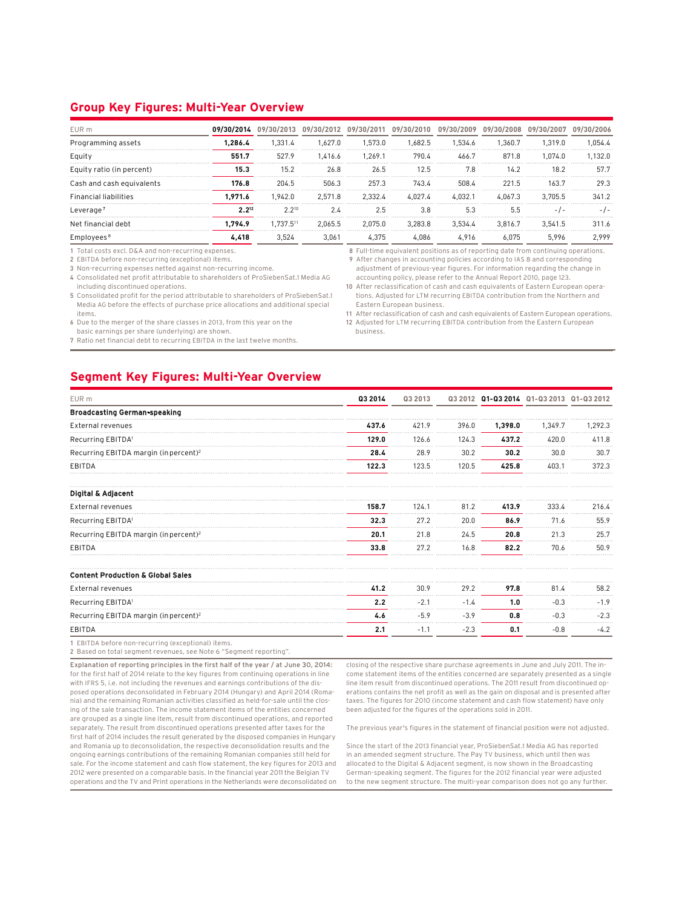## Group Key Figures: Multi-Year Overview

| EUR m | 09/30/2014 | 09/30/2013 | 09/30/2012 | 09/30/2011 | 09/30/2010 | 09/30/2009 | 09/30/2008 | 09/30/2007 | 09/30/2006 |
|---|---|---|---|---|---|---|---|---|---|
| Programming assets | **1,286.4** | 1,331.4 | 1,627.0 | 1,573.0 | 1,682.5 | 1,534.6 | 1,360.7 | 1,319.0 | 1,054.4 |
| Equity | **551.7** | 527.9 | 1,416.6 | 1,269.1 | 790.4 | 466.7 | 871.8 | 1,074.0 | 1,132.0 |
| Equity ratio (in percent) | **15.3** | 15.2 | 26.8 | 26.5 | 12.5 | 7.8 | 14.2 | 18.2 | 57.7 |
| Cash and cash equivalents | **176.8** | 204.5 | 506.3 | 257.3 | 743.4 | 508.4 | 221.5 | 163.7 | 29.3 |
| Financial liabilities | **1,971.6** | 1,942.0 | 2,571.8 | 2,332.4 | 4,027.4 | 4,032.1 | 4,067.3 | 3,705.5 | 341.2 |
| Leverage[7] | **2.2**[12] | 2.2[10] | 2.4 | 2.5 | 3.8 | 5.3 | 5.5 | -/- | -/- |
| Net financial debt | **1,794.9** | 1,737.5[11] | 2,065.5 | 2,075.0 | 3,283.8 | 3,534.4 | 3,816.7 | 3,541.5 | 311.6 |
| Employees[8] | **4,418** | 3,524 | 3,061 | 4,375 | 4,086 | 4,916 | 6,075 | 5,996 | 2,999 |

1 Total costs excl. D&A and non-recurring expenses.
2 EBITDA before non-recurring (exceptional) items.
3 Non-recurring expenses netted against non-recurring income.
4 Consolidated net profit attributable to shareholders of ProSiebenSat.1 Media AG including discontinued operations.
5 Consolidated profit for the period attributable to shareholders of ProSiebenSat.1 Media AG before the effects of purchase price allocations and additional special items.
6 Due to the merger of the share classes in 2013, from this year on the basic earnings per share (underlying) are shown.
7 Ratio net financial debt to recurring EBITDA in the last twelve months.
8 Full-time equivalent positions as of reporting date from continuing operations.
9 After changes in accounting policies according to IAS 8 and corresponding adjustment of previous-year figures. For information regarding the change in accounting policy, please refer to the Annual Report 2010, page 123.
10 After reclassification of cash and cash equivalents of Eastern European operations. Adjusted for LTM recurring EBITDA contribution from the Northern and Eastern European business.
11 After reclassification of cash and cash equivalents of Eastern European operations.
12 Adjusted for LTM recurring EBITDA contribution from the Eastern European business.

## Segment Key Figures: Multi-Year Overview

| EUR m | Q3 2014 | Q3 2013 | Q3 2012 | Q1-Q3 2014 | Q1-Q3 2013 | Q1-Q3 2012 |
|---|---|---|---|---|---|---|
| **Broadcasting German-speaking** | | | | | | |
| External revenues | **437.6** | 421.9 | 396.0 | **1,398.0** | 1,349.7 | 1,292.3 |
| Recurring EBITDA[1] | **129.0** | 126.6 | 124.3 | **437.2** | 420.0 | 411.8 |
| Recurring EBITDA margin (in percent)[2] | **28.4** | 28.9 | 30.2 | **30.2** | 30.0 | 30.7 |
| EBITDA | **122.3** | 123.5 | 120.5 | **425.8** | 403.1 | 372.3 |
| **Digital & Adjacent** | | | | | | |
| External revenues | **158.7** | 124.1 | 81.2 | **413.9** | 333.4 | 216.4 |
| Recurring EBITDA[1] | **32.3** | 27.2 | 20.0 | **86.9** | 71.6 | 55.9 |
| Recurring EBITDA margin (in percent)[2] | **20.1** | 21.8 | 24.5 | **20.8** | 21.3 | 25.7 |
| EBITDA | **33.8** | 27.2 | 16.8 | **82.2** | 70.6 | 50.9 |
| **Content Production & Global Sales** | | | | | | |
| External revenues | **41.2** | 30.9 | 29.2 | **97.8** | 81.4 | 58.2 |
| Recurring EBITDA[1] | **2.2** | -2.1 | -1.4 | **1.0** | -0.3 | -1.9 |
| Recurring EBITDA margin (in percent)[2] | **4.6** | -5.9 | -3.9 | **0.8** | -0.3 | -2.3 |
| EBITDA | **2.1** | -1.1 | -2.3 | **0.1** | -0.8 | -4.2 |

1 EBITDA before non-recurring (exceptional) items.
2 Based on total segment revenues, see Note 6 "Segment reporting".

**Explanation of reporting principles in the first half of the year / at June 30, 2014:** for the first half of 2014 relate to the key figures from continuing operations in line with IFRS 5, i.e. not including the revenues and earnings contributions of the disposed operations deconsolidated in February 2014 (Hungary) and April 2014 (Romania) and the remaining Romanian activities classified as held-for-sale until the closing of the sale transaction. The income statement items of the entities concerned are grouped as a single line item, result from discontinued operations, and reported separately. The result from discontinued operations presented after taxes for the first half of 2014 includes the result generated by the disposed companies in Hungary and Romania up to deconsolidation, the respective deconsolidation results and the ongoing earnings contributions of the remaining Romanian companies still held for sale. For the income statement and cash flow statement, the key figures for 2013 and 2012 were presented on a comparable basis. In the financial year 2011 the Belgian TV operations and the TV and Print operations in the Netherlands were deconsolidated on closing of the respective share purchase agreements in June and July 2011. The income statement items of the entities concerned are separately presented as a single line item result from discontinued operations. The 2011 result from discontinued operations contains the net profit as well as the gain on disposal and is presented after taxes. The figures for 2010 (income statement and cash flow statement) have only been adjusted for the figures of the operations sold in 2011.

The previous year's figures in the statement of financial position were not adjusted.

Since the start of the 2013 financial year, ProSiebenSat.1 Media AG has reported in an amended segment structure. The Pay TV business, which until then was allocated to the Digital & Adjacent segment, is now shown in the Broadcasting German-speaking segment. The figures for the 2012 financial year were adjusted to the new segment structure. The multi-year comparison does not go any further.